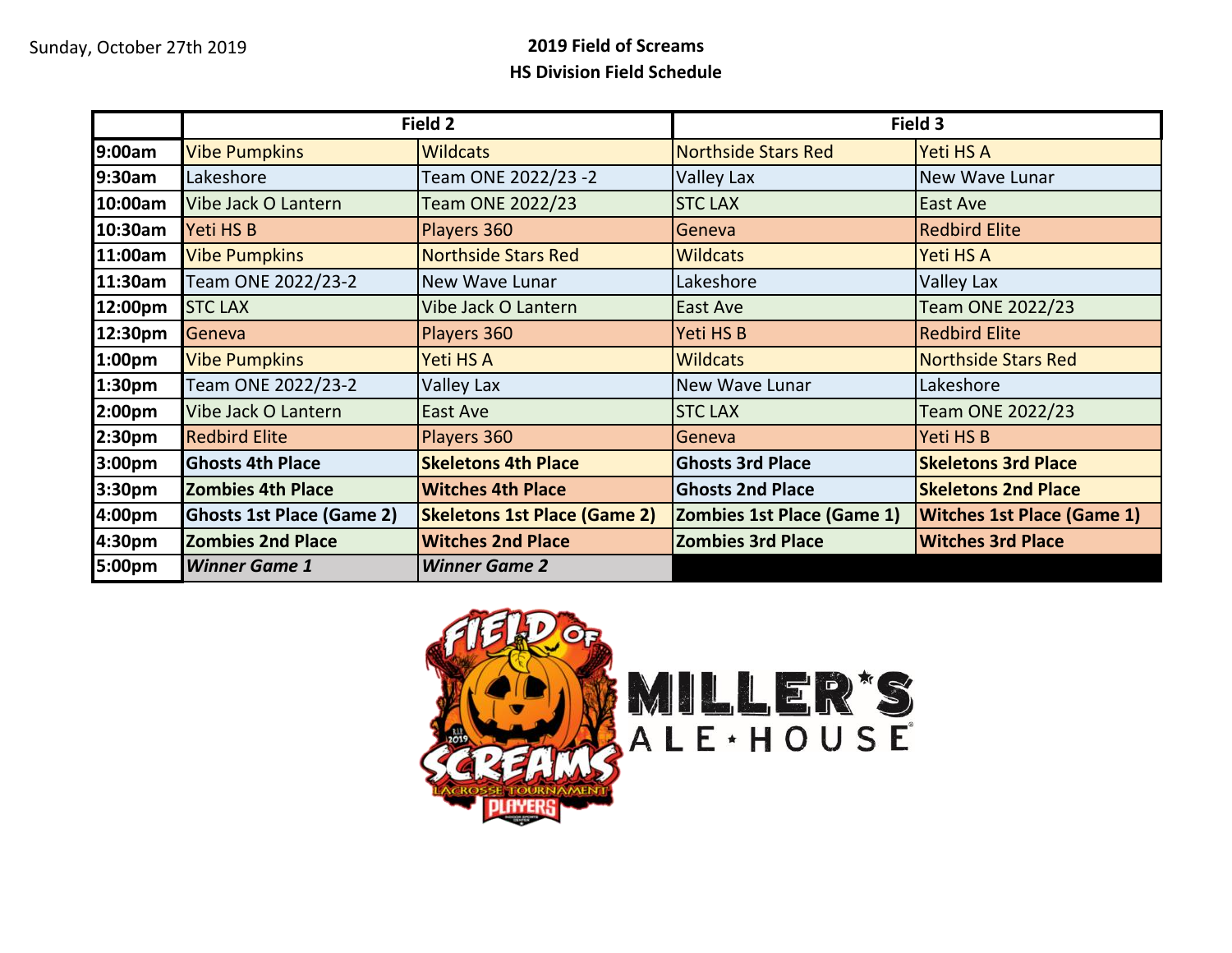Sunday, October 27th 2019

**2019 Field of Screams**
**HS Division Field Schedule**

| | Field 2 | | Field 3 | |
|---|---|---|---|---|
| 9:00am | Vibe Pumpkins | Wildcats | Northside Stars Red | Yeti HS A |
| 9:30am | Lakeshore | Team ONE 2022/23 -2 | Valley Lax | New Wave Lunar |
| 10:00am | Vibe Jack O Lantern | Team ONE 2022/23 | STC LAX | East Ave |
| 10:30am | Yeti HS B | Players 360 | Geneva | Redbird Elite |
| 11:00am | Vibe Pumpkins | Northside Stars Red | Wildcats | Yeti HS A |
| 11:30am | Team ONE 2022/23-2 | New Wave Lunar | Lakeshore | Valley Lax |
| 12:00pm | STC LAX | Vibe Jack O Lantern | East Ave | Team ONE 2022/23 |
| 12:30pm | Geneva | Players 360 | Yeti HS B | Redbird Elite |
| 1:00pm | Vibe Pumpkins | Yeti HS A | Wildcats | Northside Stars Red |
| 1:30pm | Team ONE 2022/23-2 | Valley Lax | New Wave Lunar | Lakeshore |
| 2:00pm | Vibe Jack O Lantern | East Ave | STC LAX | Team ONE 2022/23 |
| 2:30pm | Redbird Elite | Players 360 | Geneva | Yeti HS B |
| 3:00pm | **Ghosts 4th Place** | **Skeletons 4th Place** | **Ghosts 3rd Place** | **Skeletons 3rd Place** |
| 3:30pm | **Zombies 4th Place** | **Witches 4th Place** | **Ghosts 2nd Place** | **Skeletons 2nd Place** |
| 4:00pm | **Ghosts 1st Place (Game 2)** | **Skeletons 1st Place (Game 2)** | **Zombies 1st Place (Game 1)** | **Witches 1st Place (Game 1)** |
| 4:30pm | **Zombies 2nd Place** | **Witches 2nd Place** | **Zombies 3rd Place** | **Witches 3rd Place** |
| 5:00pm | ***Winner Game 1*** | ***Winner Game 2*** | | |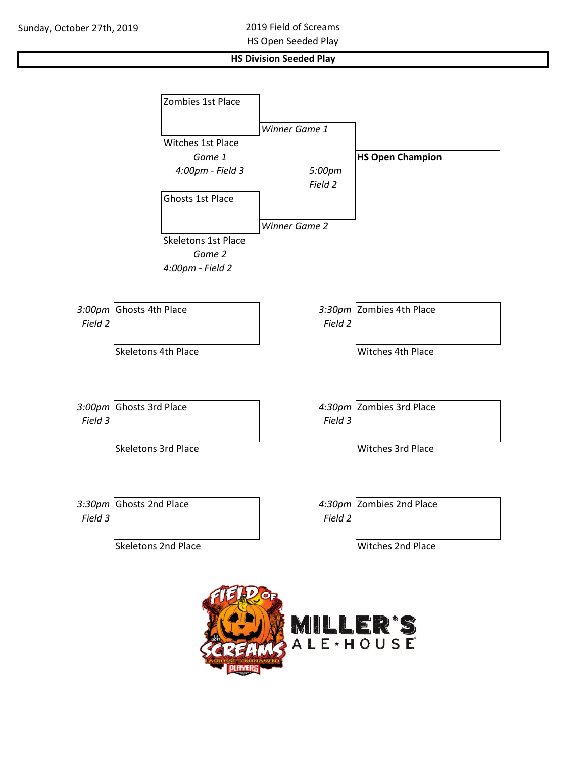Sunday, October 27th, 2019

2019 Field of Screams

HS Open Seeded Play

## HS Division Seeded Play

Zombies 1st Place

Witches 1st Place

*Game 1*

*4:00pm - Field 3*

*Winner Game 1*

*5:00pm*

*Field 2*

**HS Open Champion**

Ghosts 1st Place

Skeletons 1st Place

*Game 2*

*4:00pm - Field 2*

*Winner Game 2*

*3:00pm* *Field 2*
Ghosts 4th Place
Skeletons 4th Place

*3:30pm* *Field 2*
Zombies 4th Place
Witches 4th Place

*3:00pm* *Field 3*
Ghosts 3rd Place
Skeletons 3rd Place

*4:30pm* *Field 3*
Zombies 3rd Place
Witches 3rd Place

*3:30pm* *Field 3*
Ghosts 2nd Place
Skeletons 2nd Place

*4:30pm* *Field 2*
Zombies 2nd Place
Witches 2nd Place

FIELD OF SCREAMS LACROSSE TOURNAMENT PLAYERS

MILLER'S ALE • HOUSE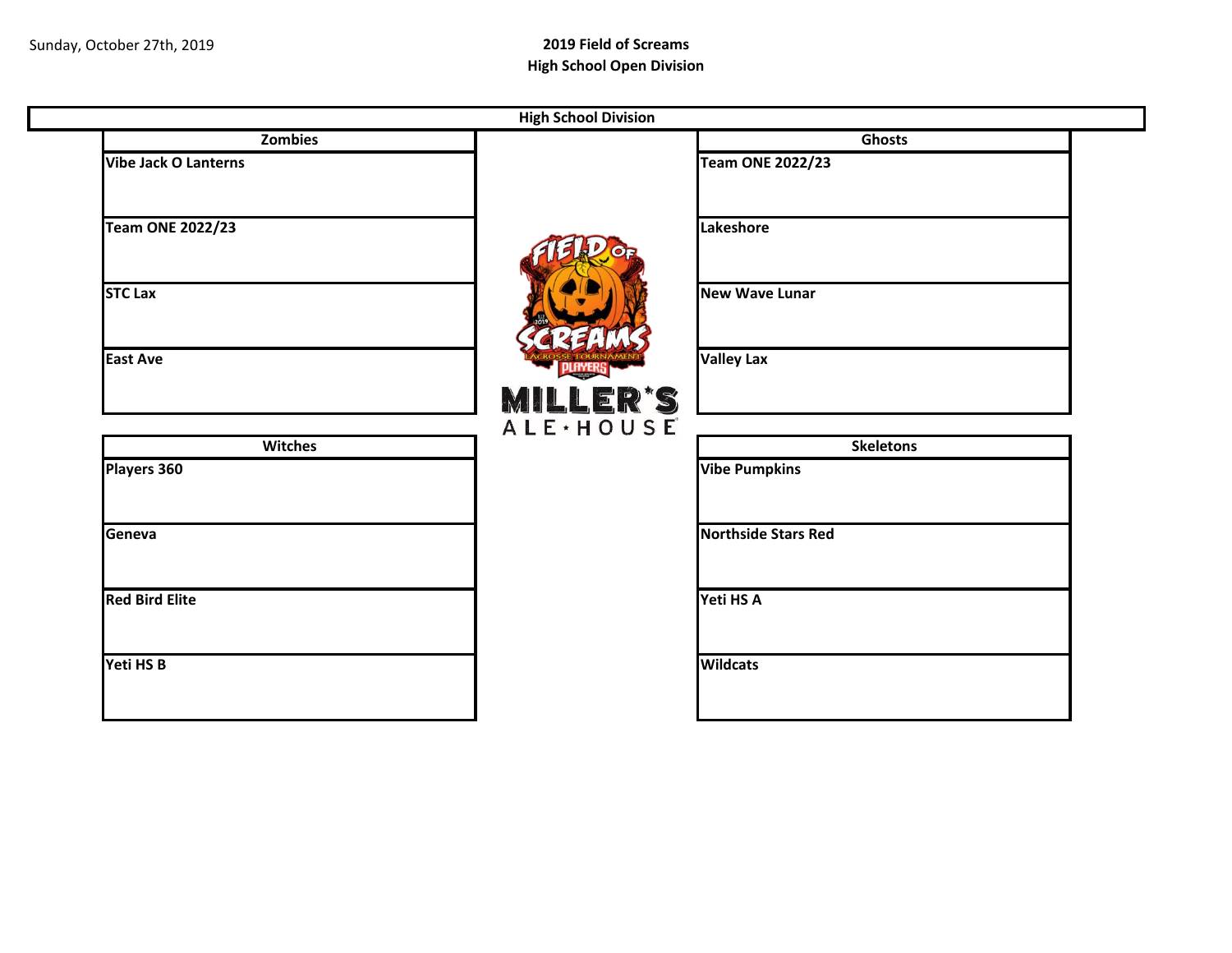Sunday, October 27th, 2019

**2019 Field of Screams**
**High School Open Division**

## High School Division

| Zombies |
| --- |
| Vibe Jack O Lanterns |
| Team ONE 2022/23 |
| STC Lax |
| East Ave |

| Ghosts |
| --- |
| Team ONE 2022/23 |
| Lakeshore |
| New Wave Lunar |
| Valley Lax |

| Witches |
| --- |
| Players 360 |
| Geneva |
| Red Bird Elite |
| Yeti HS B |

| Skeletons |
| --- |
| Vibe Pumpkins |
| Northside Stars Red |
| Yeti HS A |
| Wildcats |